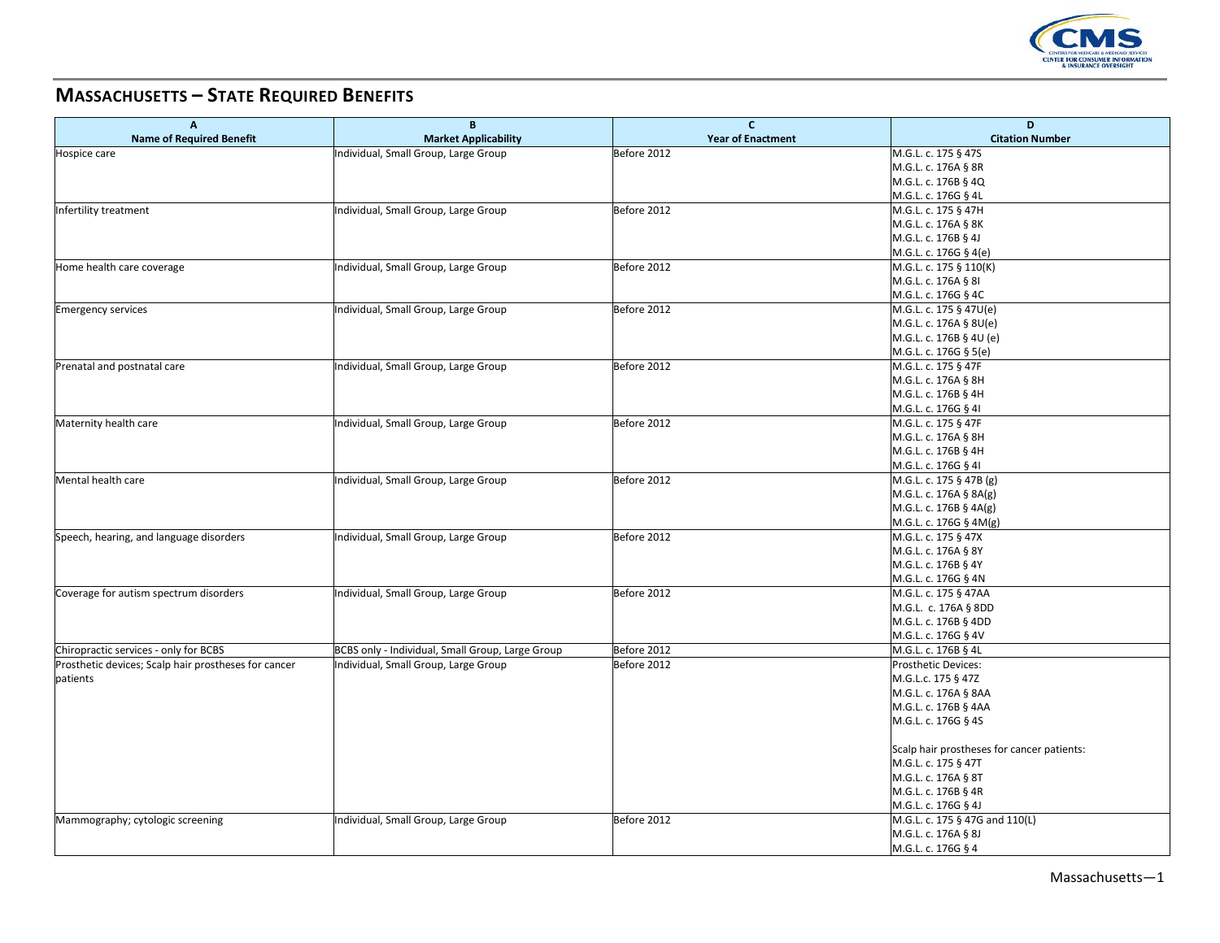# MASSACHUSETTS – STATE REQUIRED BENEFITS

| A<br>Name of Required Benefit | B<br>Market Applicability | C<br>Year of Enactment | D<br>Citation Number |
|---|---|---|---|
| Hospice care | Individual, Small Group, Large Group | Before 2012 | M.G.L. c. 175 § 47S<br>M.G.L. c. 176A § 8R<br>M.G.L. c. 176B § 4Q<br>M.G.L. c. 176G § 4L |
| Infertility treatment | Individual, Small Group, Large Group | Before 2012 | M.G.L. c. 175 § 47H<br>M.G.L. c. 176A § 8K<br>M.G.L. c. 176B § 4J<br>M.G.L. c. 176G § 4(e) |
| Home health care coverage | Individual, Small Group, Large Group | Before 2012 | M.G.L. c. 175 § 110(K)<br>M.G.L. c. 176A § 8I<br>M.G.L. c. 176G § 4C |
| Emergency services | Individual, Small Group, Large Group | Before 2012 | M.G.L. c. 175 § 47U(e)<br>M.G.L. c. 176A § 8U(e)<br>M.G.L. c. 176B § 4U (e)<br>M.G.L. c. 176G § 5(e) |
| Prenatal and postnatal care | Individual, Small Group, Large Group | Before 2012 | M.G.L. c. 175 § 47F<br>M.G.L. c. 176A § 8H<br>M.G.L. c. 176B § 4H<br>M.G.L. c. 176G § 4I |
| Maternity health care | Individual, Small Group, Large Group | Before 2012 | M.G.L. c. 175 § 47F<br>M.G.L. c. 176A § 8H<br>M.G.L. c. 176B § 4H<br>M.G.L. c. 176G § 4I |
| Mental health care | Individual, Small Group, Large Group | Before 2012 | M.G.L. c. 175 § 47B (g)<br>M.G.L. c. 176A § 8A(g)<br>M.G.L. c. 176B § 4A(g)<br>M.G.L. c. 176G § 4M(g) |
| Speech, hearing, and language disorders | Individual, Small Group, Large Group | Before 2012 | M.G.L. c. 175 § 47X<br>M.G.L. c. 176A § 8Y<br>M.G.L. c. 176B § 4Y<br>M.G.L. c. 176G § 4N |
| Coverage for autism spectrum disorders | Individual, Small Group, Large Group | Before 2012 | M.G.L. c. 175 § 47AA<br>M.G.L. c. 176A § 8DD<br>M.G.L. c. 176B § 4DD<br>M.G.L. c. 176G § 4V |
| Chiropractic services - only for BCBS | BCBS only - Individual, Small Group, Large Group | Before 2012 | M.G.L. c. 176B § 4L |
| Prosthetic devices; Scalp hair prostheses for cancer patients | Individual, Small Group, Large Group | Before 2012 | Prosthetic Devices:<br>M.G.L.c. 175 § 47Z<br>M.G.L. c. 176A § 8AA<br>M.G.L. c. 176B § 4AA<br>M.G.L. c. 176G § 4S<br><br>Scalp hair prostheses for cancer patients:<br>M.G.L. c. 175 § 47T<br>M.G.L. c. 176A § 8T<br>M.G.L. c. 176B § 4R<br>M.G.L. c. 176G § 4J |
| Mammography; cytologic screening | Individual, Small Group, Large Group | Before 2012 | M.G.L. c. 175 § 47G and 110(L)<br>M.G.L. c. 176A § 8J<br>M.G.L. c. 176G § 4 |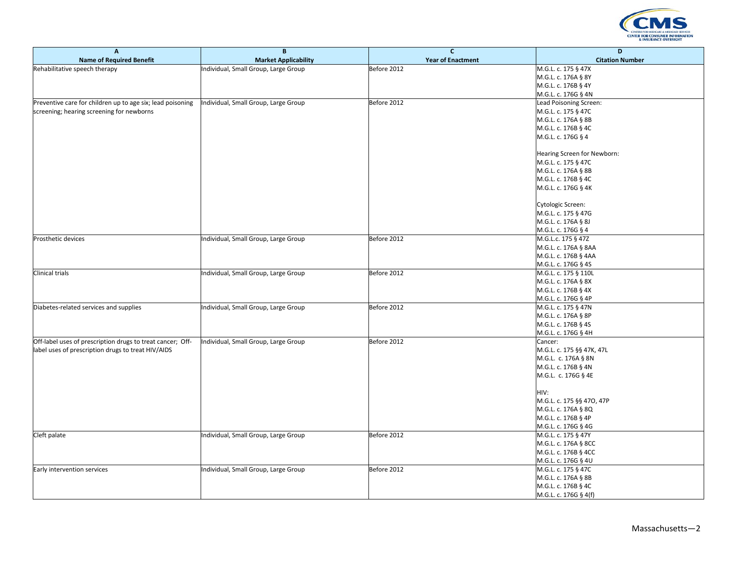| A<br>Name of Required Benefit | B<br>Market Applicability | C<br>Year of Enactment | D<br>Citation Number |
|---|---|---|---|
| Rehabilitative speech therapy | Individual, Small Group, Large Group | Before 2012 | M.G.L. c. 175 § 47X<br>M.G.L. c. 176A § 8Y<br>M.G.L. c. 176B § 4Y<br>M.G.L. c. 176G § 4N |
| Preventive care for children up to age six; lead poisoning screening; hearing screening for newborns | Individual, Small Group, Large Group | Before 2012 | Lead Poisoning Screen:<br>M.G.L. c. 175 § 47C<br>M.G.L. c. 176A § 8B<br>M.G.L. c. 176B § 4C<br>M.G.L. c. 176G § 4<br><br>Hearing Screen for Newborn:<br>M.G.L. c. 175 § 47C<br>M.G.L. c. 176A § 8B<br>M.G.L. c. 176B § 4C<br>M.G.L. c. 176G § 4K<br><br>Cytologic Screen:<br>M.G.L. c. 175 § 47G<br>M.G.L. c. 176A § 8J<br>M.G.L. c. 176G § 4 |
| Prosthetic devices | Individual, Small Group, Large Group | Before 2012 | M.G.L.c. 175 § 47Z<br>M.G.L. c. 176A § 8AA<br>M.G.L. c. 176B § 4AA<br>M.G.L. c. 176G § 4S |
| Clinical trials | Individual, Small Group, Large Group | Before 2012 | M.G.L. c. 175 § 110L<br>M.G.L. c. 176A § 8X<br>M.G.L. c. 176B § 4X<br>M.G.L. c. 176G § 4P |
| Diabetes-related services and supplies | Individual, Small Group, Large Group | Before 2012 | M.G.L. c. 175 § 47N<br>M.G.L. c. 176A § 8P<br>M.G.L. c. 176B § 4S<br>M.G.L. c. 176G § 4H |
| Off-label uses of prescription drugs to treat cancer; Off-label uses of prescription drugs to treat HIV/AIDS | Individual, Small Group, Large Group | Before 2012 | Cancer:<br>M.G.L. c. 175 §§ 47K, 47L<br>M.G.L. c. 176A § 8N<br>M.G.L. c. 176B § 4N<br>M.G.L. c. 176G § 4E<br><br>HIV:<br>M.G.L. c. 175 §§ 47O, 47P<br>M.G.L. c. 176A § 8Q<br>M.G.L. c. 176B § 4P<br>M.G.L. c. 176G § 4G |
| Cleft palate | Individual, Small Group, Large Group | Before 2012 | M.G.L. c. 175 § 47Y<br>M.G.L. c. 176A § 8CC<br>M.G.L. c. 176B § 4CC<br>M.G.L. c. 176G § 4U |
| Early intervention services | Individual, Small Group, Large Group | Before 2012 | M.G.L. c. 175 § 47C<br>M.G.L. c. 176A § 8B<br>M.G.L. c. 176B § 4C<br>M.G.L. c. 176G § 4(f) |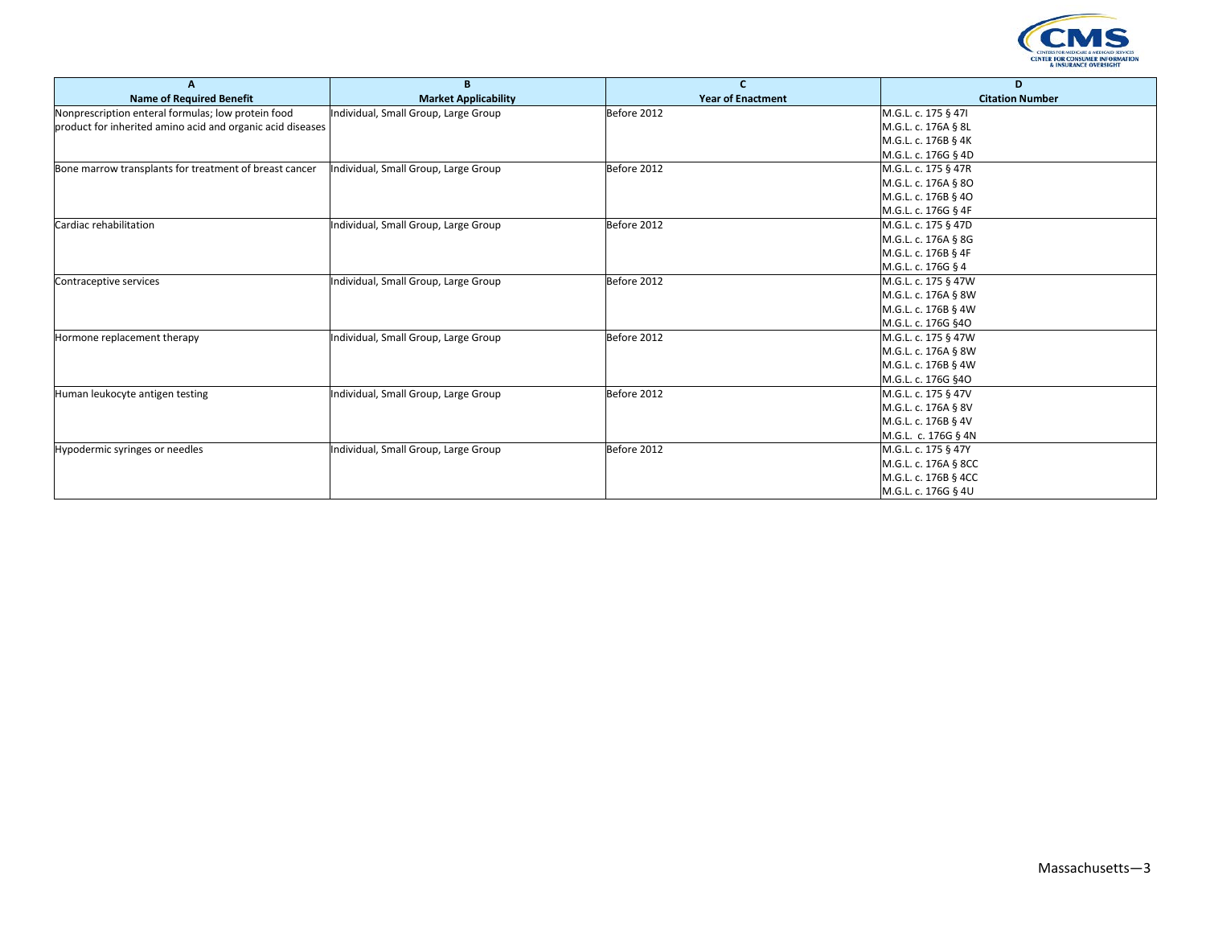| A<br>Name of Required Benefit | B<br>Market Applicability | C<br>Year of Enactment | D<br>Citation Number |
|---|---|---|---|
| Nonprescription enteral formulas; low protein food product for inherited amino acid and organic acid diseases | Individual, Small Group, Large Group | Before 2012 | M.G.L. c. 175 § 47I<br>M.G.L. c. 176A § 8L<br>M.G.L. c. 176B § 4K<br>M.G.L. c. 176G § 4D |
| Bone marrow transplants for treatment of breast cancer | Individual, Small Group, Large Group | Before 2012 | M.G.L. c. 175 § 47R<br>M.G.L. c. 176A § 8O<br>M.G.L. c. 176B § 4O<br>M.G.L. c. 176G § 4F |
| Cardiac rehabilitation | Individual, Small Group, Large Group | Before 2012 | M.G.L. c. 175 § 47D<br>M.G.L. c. 176A § 8G<br>M.G.L. c. 176B § 4F<br>M.G.L. c. 176G § 4 |
| Contraceptive services | Individual, Small Group, Large Group | Before 2012 | M.G.L. c. 175 § 47W<br>M.G.L. c. 176A § 8W<br>M.G.L. c. 176B § 4W<br>M.G.L. c. 176G §4O |
| Hormone replacement therapy | Individual, Small Group, Large Group | Before 2012 | M.G.L. c. 175 § 47W<br>M.G.L. c. 176A § 8W<br>M.G.L. c. 176B § 4W<br>M.G.L. c. 176G §4O |
| Human leukocyte antigen testing | Individual, Small Group, Large Group | Before 2012 | M.G.L. c. 175 § 47V<br>M.G.L. c. 176A § 8V<br>M.G.L. c. 176B § 4V<br>M.G.L. c. 176G § 4N |
| Hypodermic syringes or needles | Individual, Small Group, Large Group | Before 2012 | M.G.L. c. 175 § 47Y<br>M.G.L. c. 176A § 8CC<br>M.G.L. c. 176B § 4CC<br>M.G.L. c. 176G § 4U |